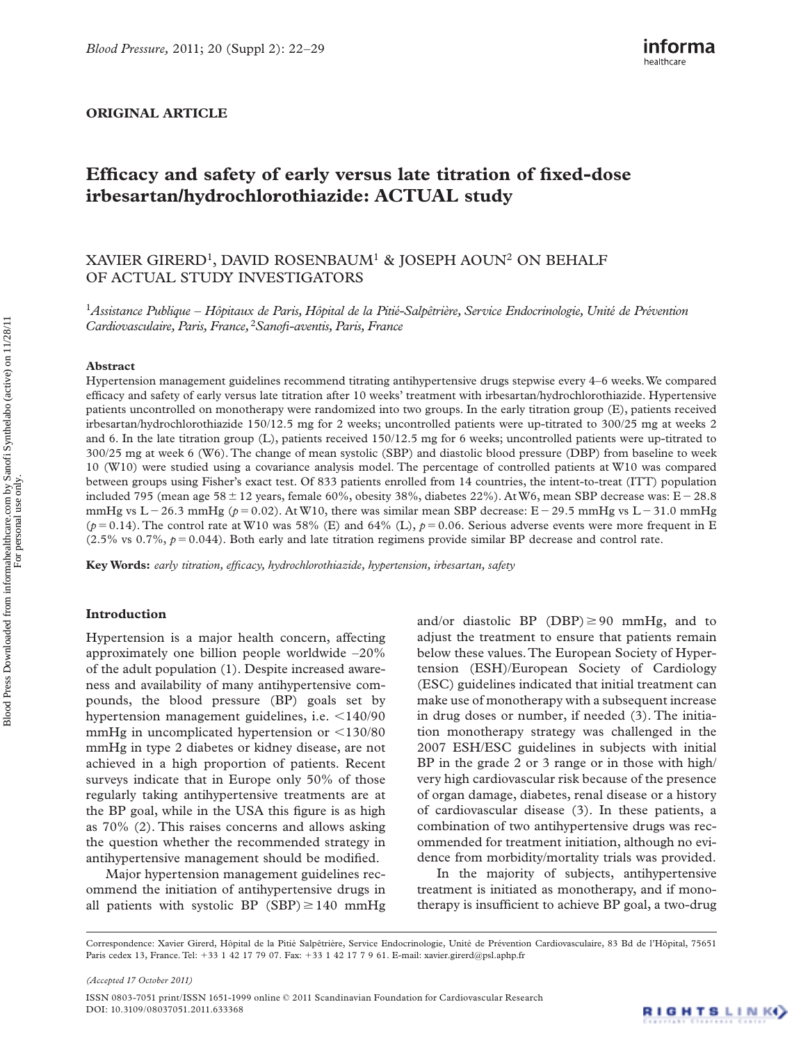ORIGINAL ARTICLE

# Efficacy and safety of early versus late titration of fixed-dose irbesartan/hydrochlorothiazide: ACTUAL study

XAVIER GIRERD[1], DAVID ROSENBAUM[1] & JOSEPH AOUN[2] ON BEHALF OF ACTUAL STUDY INVESTIGATORS

[1]*Assistance Publique – Hôpitaux de Paris, Hôpital de la Pitié-Salpêtrière, Service Endocrinologie, Unité de Prévention Cardiovasculaire, Paris, France,* [2]*Sanofi-aventis, Paris, France*

## Abstract

Hypertension management guidelines recommend titrating antihypertensive drugs stepwise every 4–6 weeks. We compared efficacy and safety of early versus late titration after 10 weeks' treatment with irbesartan/hydrochlorothiazide. Hypertensive patients uncontrolled on monotherapy were randomized into two groups. In the early titration group (E), patients received irbesartan/hydrochlorothiazide 150/12.5 mg for 2 weeks; uncontrolled patients were up-titrated to 300/25 mg at weeks 2 and 6. In the late titration group (L), patients received 150/12.5 mg for 6 weeks; uncontrolled patients were up-titrated to 300/25 mg at week 6 (W6). The change of mean systolic (SBP) and diastolic blood pressure (DBP) from baseline to week 10 (W10) were studied using a covariance analysis model. The percentage of controlled patients at W10 was compared between groups using Fisher's exact test. Of 833 patients enrolled from 14 countries, the intent-to-treat (ITT) population included 795 (mean age 58 ± 12 years, female 60%, obesity 38%, diabetes 22%). At W6, mean SBP decrease was: E − 28.8 mmHg vs L − 26.3 mmHg ($p = 0.02$). At W10, there was similar mean SBP decrease: E − 29.5 mmHg vs L − 31.0 mmHg ($p = 0.14$). The control rate at W10 was 58% (E) and 64% (L), $p = 0.06$. Serious adverse events were more frequent in E (2.5% vs 0.7%, $p = 0.044$). Both early and late titration regimens provide similar BP decrease and control rate.

**Key Words:** *early titration, efficacy, hydrochlorothiazide, hypertension, irbesartan, safety*

## Introduction

Hypertension is a major health concern, affecting approximately one billion people worldwide –20% of the adult population (1). Despite increased awareness and availability of many antihypertensive compounds, the blood pressure (BP) goals set by hypertension management guidelines, i.e. <140/90 mmHg in uncomplicated hypertension or <130/80 mmHg in type 2 diabetes or kidney disease, are not achieved in a high proportion of patients. Recent surveys indicate that in Europe only 50% of those regularly taking antihypertensive treatments are at the BP goal, while in the USA this figure is as high as 70% (2). This raises concerns and allows asking the question whether the recommended strategy in antihypertensive management should be modified.

Major hypertension management guidelines recommend the initiation of antihypertensive drugs in all patients with systolic BP (SBP) ≥ 140 mmHg and/or diastolic BP (DBP) ≥ 90 mmHg, and to adjust the treatment to ensure that patients remain below these values. The European Society of Hypertension (ESH)/European Society of Cardiology (ESC) guidelines indicated that initial treatment can make use of monotherapy with a subsequent increase in drug doses or number, if needed (3). The initiation monotherapy strategy was challenged in the 2007 ESH/ESC guidelines in subjects with initial BP in the grade 2 or 3 range or in those with high/very high cardiovascular risk because of the presence of organ damage, diabetes, renal disease or a history of cardiovascular disease (3). In these patients, a combination of two antihypertensive drugs was recommended for treatment initiation, although no evidence from morbidity/mortality trials was provided.

In the majority of subjects, antihypertensive treatment is initiated as monotherapy, and if monotherapy is insufficient to achieve BP goal, a two-drug

Correspondence: Xavier Girerd, Hôpital de la Pitié Salpêtrière, Service Endocrinologie, Unité de Prévention Cardiovasculaire, 83 Bd de l'Hôpital, 75651 Paris cedex 13, France. Tel: +33 1 42 17 79 07. Fax: +33 1 42 17 7 9 61. E-mail: xavier.girerd@psl.aphp.fr

*(Accepted 17 October 2011)*

ISSN 0803-7051 print/ISSN 1651-1999 online © 2011 Scandinavian Foundation for Cardiovascular Research
DOI: 10.3109/08037051.2011.633368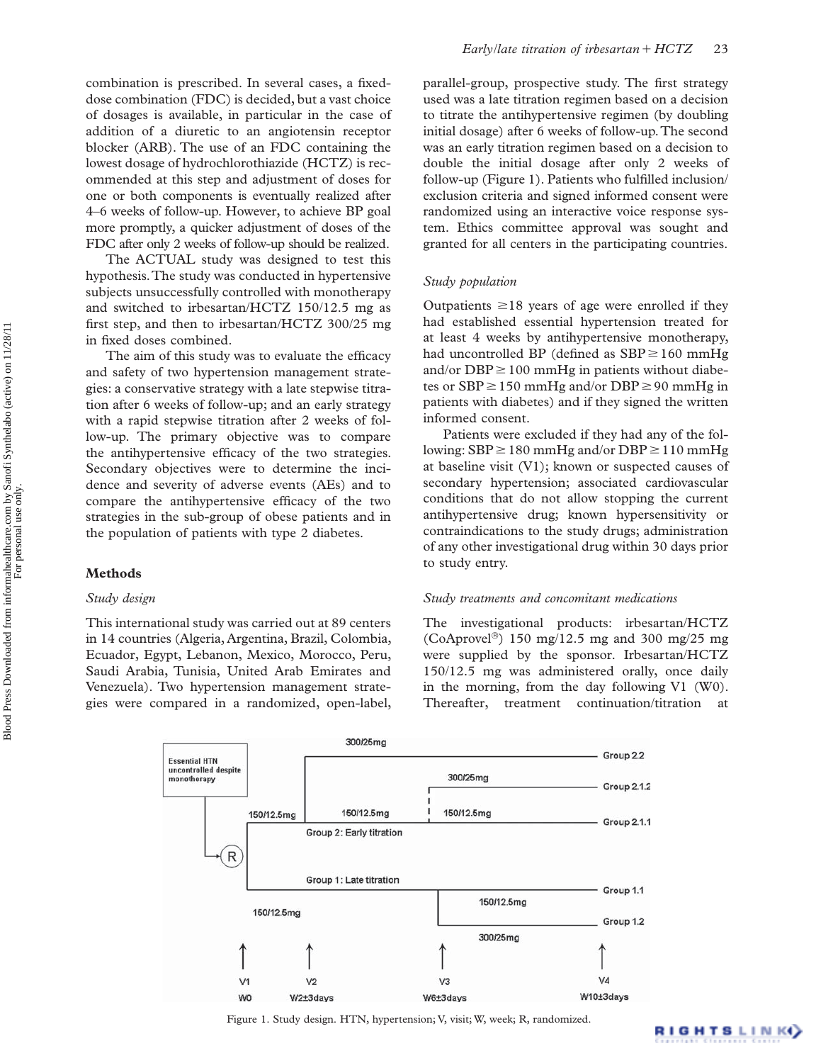combination is prescribed. In several cases, a fixed-dose combination (FDC) is decided, but a vast choice of dosages is available, in particular in the case of addition of a diuretic to an angiotensin receptor blocker (ARB). The use of an FDC containing the lowest dosage of hydrochlorothiazide (HCTZ) is recommended at this step and adjustment of doses for one or both components is eventually realized after 4–6 weeks of follow-up. However, to achieve BP goal more promptly, a quicker adjustment of doses of the FDC after only 2 weeks of follow-up should be realized.

The ACTUAL study was designed to test this hypothesis. The study was conducted in hypertensive subjects unsuccessfully controlled with monotherapy and switched to irbesartan/HCTZ 150/12.5 mg as first step, and then to irbesartan/HCTZ 300/25 mg in fixed doses combined.

The aim of this study was to evaluate the efficacy and safety of two hypertension management strategies: a conservative strategy with a late stepwise titration after 6 weeks of follow-up; and an early strategy with a rapid stepwise titration after 2 weeks of follow-up. The primary objective was to compare the antihypertensive efficacy of the two strategies. Secondary objectives were to determine the incidence and severity of adverse events (AEs) and to compare the antihypertensive efficacy of the two strategies in the sub-group of obese patients and in the population of patients with type 2 diabetes.

## Methods

### *Study design*

This international study was carried out at 89 centers in 14 countries (Algeria, Argentina, Brazil, Colombia, Ecuador, Egypt, Lebanon, Mexico, Morocco, Peru, Saudi Arabia, Tunisia, United Arab Emirates and Venezuela). Two hypertension management strategies were compared in a randomized, open-label, parallel-group, prospective study. The first strategy used was a late titration regimen based on a decision to titrate the antihypertensive regimen (by doubling initial dosage) after 6 weeks of follow-up. The second was an early titration regimen based on a decision to double the initial dosage after only 2 weeks of follow-up (Figure 1). Patients who fulfilled inclusion/exclusion criteria and signed informed consent were randomized using an interactive voice response system. Ethics committee approval was sought and granted for all centers in the participating countries.

### *Study population*

Outpatients ≥18 years of age were enrolled if they had established essential hypertension treated for at least 4 weeks by antihypertensive monotherapy, had uncontrolled BP (defined as SBP ≥ 160 mmHg and/or DBP ≥ 100 mmHg in patients without diabetes or SBP ≥ 150 mmHg and/or DBP ≥ 90 mmHg in patients with diabetes) and if they signed the written informed consent.

Patients were excluded if they had any of the following: SBP ≥ 180 mmHg and/or DBP ≥ 110 mmHg at baseline visit (V1); known or suspected causes of secondary hypertension; associated cardiovascular conditions that do not allow stopping the current antihypertensive drug; known hypersensitivity or contraindications to the study drugs; administration of any other investigational drug within 30 days prior to study entry.

### *Study treatments and concomitant medications*

The investigational products: irbesartan/HCTZ (CoAprovel®) 150 mg/12.5 mg and 300 mg/25 mg were supplied by the sponsor. Irbesartan/HCTZ 150/12.5 mg was administered orally, once daily in the morning, from the day following V1 (W0). Thereafter, treatment continuation/titration at

Figure 1. Study design. HTN, hypertension; V, visit; W, week; R, randomized.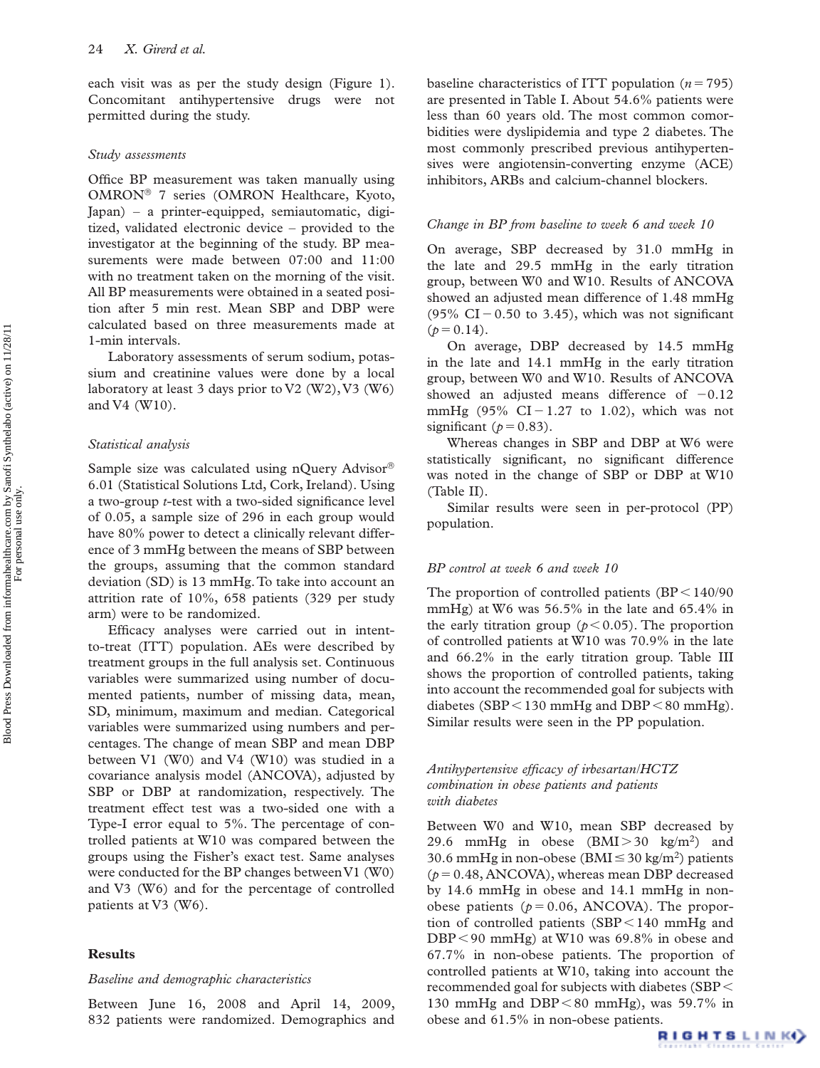each visit was as per the study design (Figure 1). Concomitant antihypertensive drugs were not permitted during the study.

### *Study assessments*

Office BP measurement was taken manually using OMRON® 7 series (OMRON Healthcare, Kyoto, Japan) – a printer-equipped, semiautomatic, digitized, validated electronic device – provided to the investigator at the beginning of the study. BP measurements were made between 07:00 and 11:00 with no treatment taken on the morning of the visit. All BP measurements were obtained in a seated position after 5 min rest. Mean SBP and DBP were calculated based on three measurements made at 1-min intervals.

Laboratory assessments of serum sodium, potassium and creatinine values were done by a local laboratory at least 3 days prior to V2 (W2), V3 (W6) and V4 (W10).

### *Statistical analysis*

Sample size was calculated using nQuery Advisor® 6.01 (Statistical Solutions Ltd, Cork, Ireland). Using a two-group *t*-test with a two-sided significance level of 0.05, a sample size of 296 in each group would have 80% power to detect a clinically relevant difference of 3 mmHg between the means of SBP between the groups, assuming that the common standard deviation (SD) is 13 mmHg. To take into account an attrition rate of 10%, 658 patients (329 per study arm) were to be randomized.

Efficacy analyses were carried out in intent-to-treat (ITT) population. AEs were described by treatment groups in the full analysis set. Continuous variables were summarized using number of documented patients, number of missing data, mean, SD, minimum, maximum and median. Categorical variables were summarized using numbers and percentages. The change of mean SBP and mean DBP between V1 (W0) and V4 (W10) was studied in a covariance analysis model (ANCOVA), adjusted by SBP or DBP at randomization, respectively. The treatment effect test was a two-sided one with a Type-I error equal to 5%. The percentage of controlled patients at W10 was compared between the groups using the Fisher's exact test. Same analyses were conducted for the BP changes between V1 (W0) and V3 (W6) and for the percentage of controlled patients at V3 (W6).

## Results

### *Baseline and demographic characteristics*

Between June 16, 2008 and April 14, 2009, 832 patients were randomized. Demographics and baseline characteristics of ITT population ($n = 795$) are presented in Table I. About 54.6% patients were less than 60 years old. The most common comorbidities were dyslipidemia and type 2 diabetes. The most commonly prescribed previous antihypertensives were angiotensin-converting enzyme (ACE) inhibitors, ARBs and calcium-channel blockers.

### *Change in BP from baseline to week 6 and week 10*

On average, SBP decreased by 31.0 mmHg in the late and 29.5 mmHg in the early titration group, between W0 and W10. Results of ANCOVA showed an adjusted mean difference of 1.48 mmHg (95% CI − 0.50 to 3.45), which was not significant ($p = 0.14$).

On average, DBP decreased by 14.5 mmHg in the late and 14.1 mmHg in the early titration group, between W0 and W10. Results of ANCOVA showed an adjusted means difference of −0.12 mmHg (95% CI − 1.27 to 1.02), which was not significant ($p = 0.83$).

Whereas changes in SBP and DBP at W6 were statistically significant, no significant difference was noted in the change of SBP or DBP at W10 (Table II).

Similar results were seen in per-protocol (PP) population.

### *BP control at week 6 and week 10*

The proportion of controlled patients (BP < 140/90 mmHg) at W6 was 56.5% in the late and 65.4% in the early titration group ($p < 0.05$). The proportion of controlled patients at W10 was 70.9% in the late and 66.2% in the early titration group. Table III shows the proportion of controlled patients, taking into account the recommended goal for subjects with diabetes (SBP < 130 mmHg and DBP < 80 mmHg). Similar results were seen in the PP population.

### *Antihypertensive efficacy of irbesartan/HCTZ combination in obese patients and patients with diabetes*

Between W0 and W10, mean SBP decreased by 29.6 mmHg in obese (BMI > 30 kg/m$^2$) and 30.6 mmHg in non-obese (BMI ≤ 30 kg/m$^2$) patients ($p = 0.48$, ANCOVA), whereas mean DBP decreased by 14.6 mmHg in obese and 14.1 mmHg in non-obese patients ($p = 0.06$, ANCOVA). The proportion of controlled patients (SBP < 140 mmHg and DBP < 90 mmHg) at W10 was 69.8% in obese and 67.7% in non-obese patients. The proportion of controlled patients at W10, taking into account the recommended goal for subjects with diabetes (SBP < 130 mmHg and DBP < 80 mmHg), was 59.7% in obese and 61.5% in non-obese patients.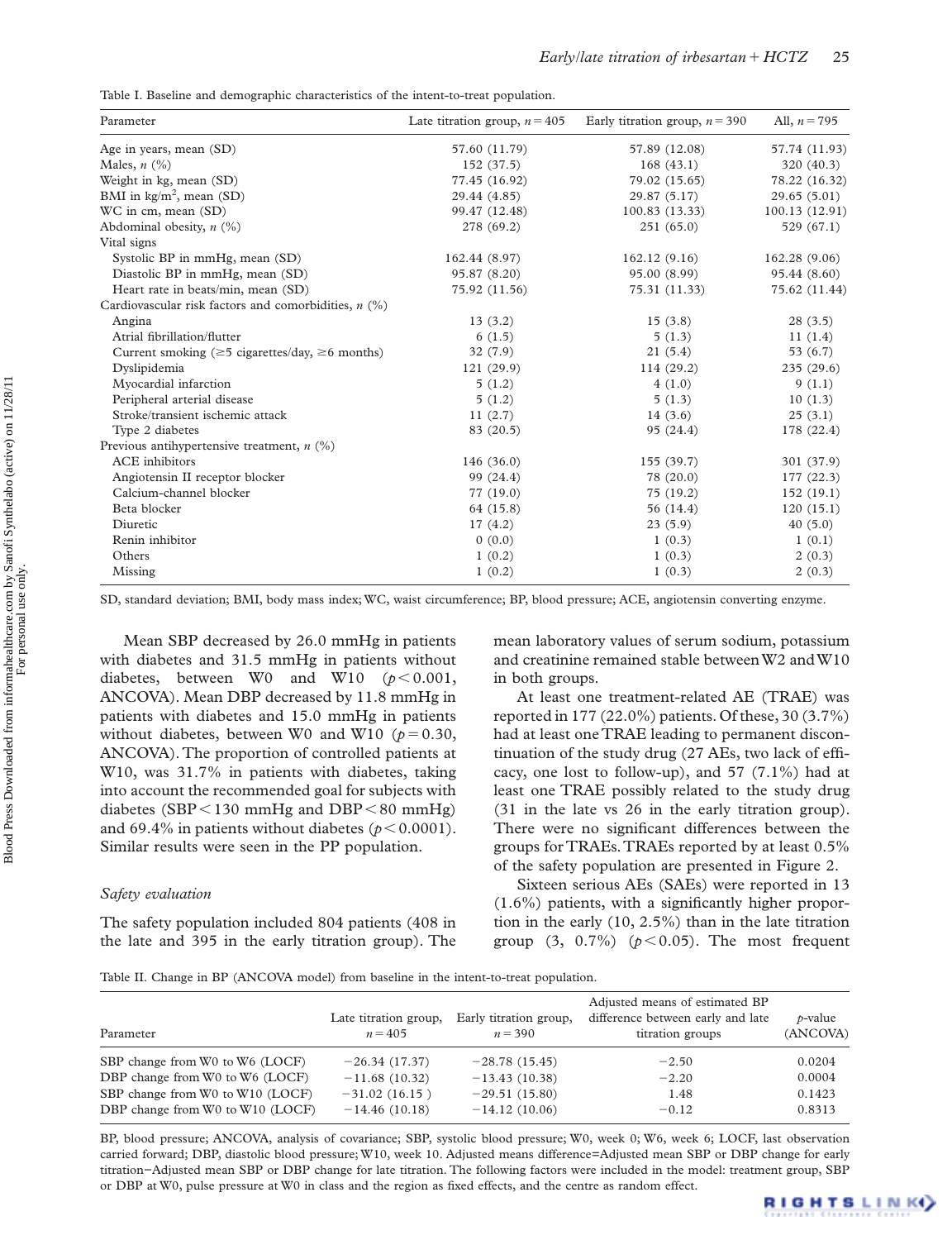Table I. Baseline and demographic characteristics of the intent-to-treat population.

| Parameter | Late titration group, $n = 405$ | Early titration group, $n = 390$ | All, $n = 795$ |
|---|---|---|---|
| Age in years, mean (SD) | 57.60 (11.79) | 57.89 (12.08) | 57.74 (11.93) |
| Males, $n$ (%) | 152 (37.5) | 168 (43.1) | 320 (40.3) |
| Weight in kg, mean (SD) | 77.45 (16.92) | 79.02 (15.65) | 78.22 (16.32) |
| BMI in kg/m$^2$, mean (SD) | 29.44 (4.85) | 29.87 (5.17) | 29.65 (5.01) |
| WC in cm, mean (SD) | 99.47 (12.48) | 100.83 (13.33) | 100.13 (12.91) |
| Abdominal obesity, $n$ (%) | 278 (69.2) | 251 (65.0) | 529 (67.1) |
| Vital signs | | | |
| Systolic BP in mmHg, mean (SD) | 162.44 (8.97) | 162.12 (9.16) | 162.28 (9.06) |
| Diastolic BP in mmHg, mean (SD) | 95.87 (8.20) | 95.00 (8.99) | 95.44 (8.60) |
| Heart rate in beats/min, mean (SD) | 75.92 (11.56) | 75.31 (11.33) | 75.62 (11.44) |
| Cardiovascular risk factors and comorbidities, $n$ (%) | | | |
| Angina | 13 (3.2) | 15 (3.8) | 28 (3.5) |
| Atrial fibrillation/flutter | 6 (1.5) | 5 (1.3) | 11 (1.4) |
| Current smoking (≥5 cigarettes/day, ≥6 months) | 32 (7.9) | 21 (5.4) | 53 (6.7) |
| Dyslipidemia | 121 (29.9) | 114 (29.2) | 235 (29.6) |
| Myocardial infarction | 5 (1.2) | 4 (1.0) | 9 (1.1) |
| Peripheral arterial disease | 5 (1.2) | 5 (1.3) | 10 (1.3) |
| Stroke/transient ischemic attack | 11 (2.7) | 14 (3.6) | 25 (3.1) |
| Type 2 diabetes | 83 (20.5) | 95 (24.4) | 178 (22.4) |
| Previous antihypertensive treatment, $n$ (%) | | | |
| ACE inhibitors | 146 (36.0) | 155 (39.7) | 301 (37.9) |
| Angiotensin II receptor blocker | 99 (24.4) | 78 (20.0) | 177 (22.3) |
| Calcium-channel blocker | 77 (19.0) | 75 (19.2) | 152 (19.1) |
| Beta blocker | 64 (15.8) | 56 (14.4) | 120 (15.1) |
| Diuretic | 17 (4.2) | 23 (5.9) | 40 (5.0) |
| Renin inhibitor | 0 (0.0) | 1 (0.3) | 1 (0.1) |
| Others | 1 (0.2) | 1 (0.3) | 2 (0.3) |
| Missing | 1 (0.2) | 1 (0.3) | 2 (0.3) |

SD, standard deviation; BMI, body mass index; WC, waist circumference; BP, blood pressure; ACE, angiotensin converting enzyme.

Mean SBP decreased by 26.0 mmHg in patients with diabetes and 31.5 mmHg in patients without diabetes, between W0 and W10 ($p < 0.001$, ANCOVA). Mean DBP decreased by 11.8 mmHg in patients with diabetes and 15.0 mmHg in patients without diabetes, between W0 and W10 ($p = 0.30$, ANCOVA). The proportion of controlled patients at W10, was 31.7% in patients with diabetes, taking into account the recommended goal for subjects with diabetes (SBP < 130 mmHg and DBP < 80 mmHg) and 69.4% in patients without diabetes ($p < 0.0001$). Similar results were seen in the PP population.

### Safety evaluation

The safety population included 804 patients (408 in the late and 395 in the early titration group). The mean laboratory values of serum sodium, potassium and creatinine remained stable between W2 and W10 in both groups.

At least one treatment-related AE (TRAE) was reported in 177 (22.0%) patients. Of these, 30 (3.7%) had at least one TRAE leading to permanent discontinuation of the study drug (27 AEs, two lack of efficacy, one lost to follow-up), and 57 (7.1%) had at least one TRAE possibly related to the study drug (31 in the late vs 26 in the early titration group). There were no significant differences between the groups for TRAEs. TRAEs reported by at least 0.5% of the safety population are presented in Figure 2.

Sixteen serious AEs (SAEs) were reported in 13 (1.6%) patients, with a significantly higher proportion in the early (10, 2.5%) than in the late titration group (3, 0.7%) ($p < 0.05$). The most frequent

Table II. Change in BP (ANCOVA model) from baseline in the intent-to-treat population.

| Parameter | Late titration group, $n = 405$ | Early titration group, $n = 390$ | Adjusted means of estimated BP difference between early and late titration groups | $p$-value (ANCOVA) |
|---|---|---|---|---|
| SBP change from W0 to W6 (LOCF) | −26.34 (17.37) | −28.78 (15.45) | −2.50 | 0.0204 |
| DBP change from W0 to W6 (LOCF) | −11.68 (10.32) | −13.43 (10.38) | −2.20 | 0.0004 |
| SBP change from W0 to W10 (LOCF) | −31.02 (16.15 ) | −29.51 (15.80) | 1.48 | 0.1423 |
| DBP change from W0 to W10 (LOCF) | −14.46 (10.18) | −14.12 (10.06) | −0.12 | 0.8313 |

BP, blood pressure; ANCOVA, analysis of covariance; SBP, systolic blood pressure; W0, week 0; W6, week 6; LOCF, last observation carried forward; DBP, diastolic blood pressure; W10, week 10. Adjusted means difference=Adjusted mean SBP or DBP change for early titration−Adjusted mean SBP or DBP change for late titration. The following factors were included in the model: treatment group, SBP or DBP at W0, pulse pressure at W0 in class and the region as fixed effects, and the centre as random effect.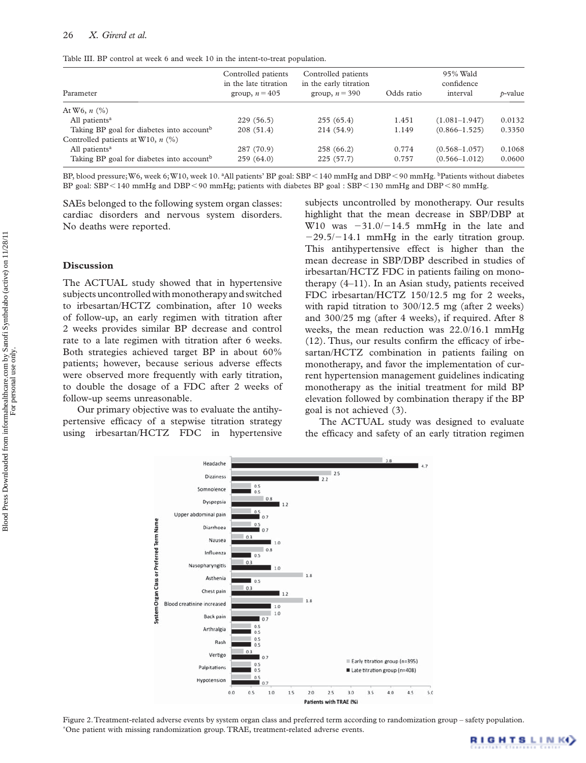Table III. BP control at week 6 and week 10 in the intent-to-treat population.

| Parameter | Controlled patients in the late titration group, $n = 405$ | Controlled patients in the early titration group, $n = 390$ | Odds ratio | 95% Wald confidence interval | $p$-value |
|---|---|---|---|---|---|
| At W6, $n$ (%) | | | | | |
| All patients[a] | 229 (56.5) | 255 (65.4) | 1.451 | (1.081–1.947) | 0.0132 |
| Taking BP goal for diabetes into account[b] | 208 (51.4) | 214 (54.9) | 1.149 | (0.866–1.525) | 0.3350 |
| Controlled patients at W10, $n$ (%) | | | | | |
| All patients[a] | 287 (70.9) | 258 (66.2) | 0.774 | (0.568–1.057) | 0.1068 |
| Taking BP goal for diabetes into account[b] | 259 (64.0) | 225 (57.7) | 0.757 | (0.566–1.012) | 0.0600 |

BP, blood pressure; W6, week 6; W10, week 10. [a]All patients' BP goal: SBP < 140 mmHg and DBP < 90 mmHg. [b]Patients without diabetes BP goal: SBP < 140 mmHg and DBP < 90 mmHg; patients with diabetes BP goal : SBP < 130 mmHg and DBP < 80 mmHg.

SAEs belonged to the following system organ classes: cardiac disorders and nervous system disorders. No deaths were reported.

## Discussion

The ACTUAL study showed that in hypertensive subjects uncontrolled with monotherapy and switched to irbesartan/HCTZ combination, after 10 weeks of follow-up, an early regimen with titration after 2 weeks provides similar BP decrease and control rate to a late regimen with titration after 6 weeks. Both strategies achieved target BP in about 60% patients; however, because serious adverse effects were observed more frequently with early titration, to double the dosage of a FDC after 2 weeks of follow-up seems unreasonable.

Our primary objective was to evaluate the antihypertensive efficacy of a stepwise titration strategy using irbesartan/HCTZ FDC in hypertensive subjects uncontrolled by monotherapy. Our results highlight that the mean decrease in SBP/DBP at W10 was −31.0/−14.5 mmHg in the late and −29.5/−14.1 mmHg in the early titration group. This antihypertensive effect is higher than the mean decrease in SBP/DBP described in studies of irbesartan/HCTZ FDC in patients failing on monotherapy (4–11). In an Asian study, patients received FDC irbesartan/HCTZ 150/12.5 mg for 2 weeks, with rapid titration to 300/12.5 mg (after 2 weeks) and 300/25 mg (after 4 weeks), if required. After 8 weeks, the mean reduction was 22.0/16.1 mmHg (12). Thus, our results confirm the efficacy of irbesartan/HCTZ combination in patients failing on monotherapy, and favor the implementation of current hypertension management guidelines indicating monotherapy as the initial treatment for mild BP elevation followed by combination therapy if the BP goal is not achieved (3).

The ACTUAL study was designed to evaluate the efficacy and safety of an early titration regimen

Figure 2. Treatment-related adverse events by system organ class and preferred term according to randomization group – safety population. *One patient with missing randomization group. TRAE, treatment-related adverse events.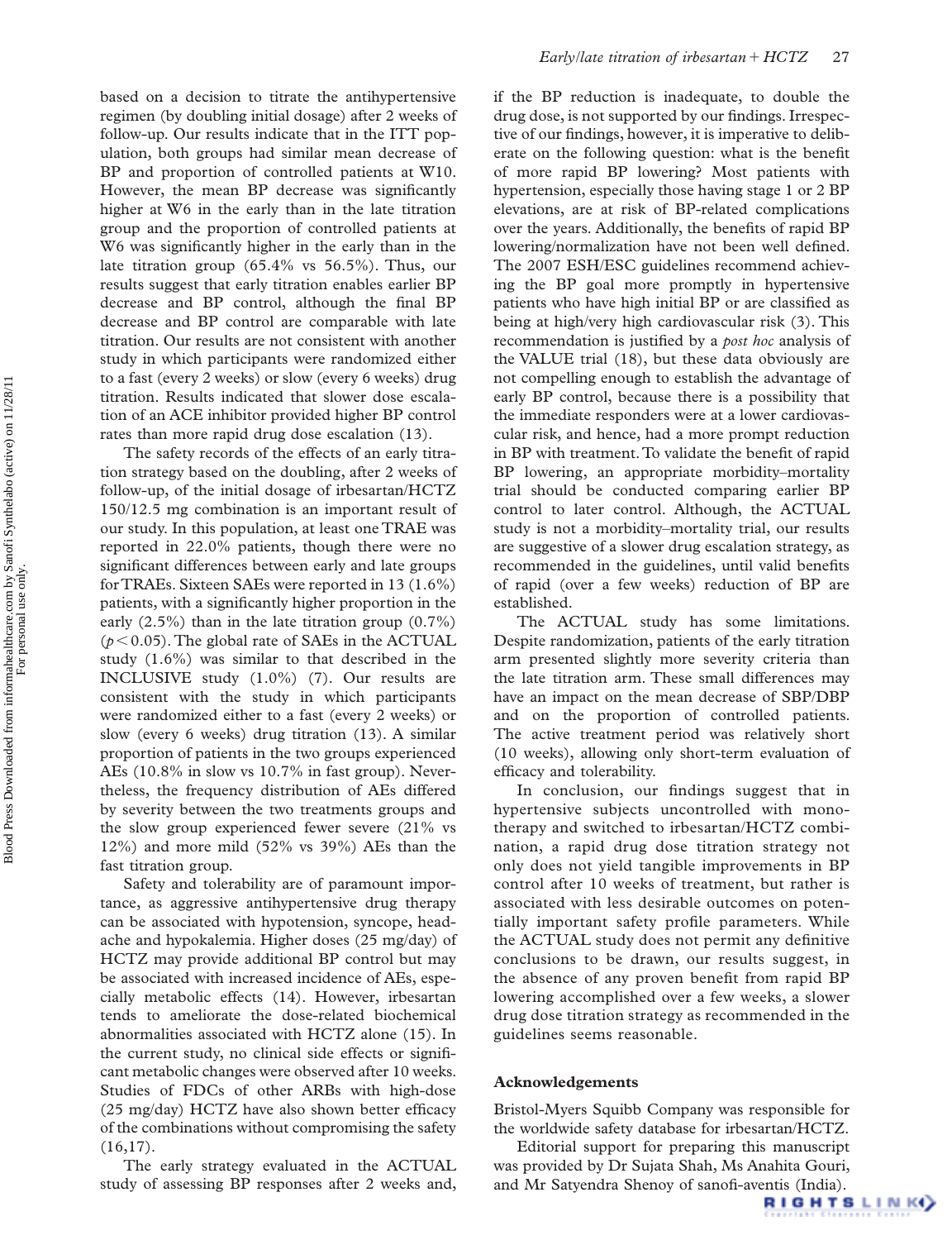based on a decision to titrate the antihypertensive regimen (by doubling initial dosage) after 2 weeks of follow-up. Our results indicate that in the ITT population, both groups had similar mean decrease of BP and proportion of controlled patients at W10. However, the mean BP decrease was significantly higher at W6 in the early than in the late titration group and the proportion of controlled patients at W6 was significantly higher in the early than in the late titration group (65.4% vs 56.5%). Thus, our results suggest that early titration enables earlier BP decrease and BP control, although the final BP decrease and BP control are comparable with late titration. Our results are not consistent with another study in which participants were randomized either to a fast (every 2 weeks) or slow (every 6 weeks) drug titration. Results indicated that slower dose escalation of an ACE inhibitor provided higher BP control rates than more rapid drug dose escalation (13).

The safety records of the effects of an early titration strategy based on the doubling, after 2 weeks of follow-up, of the initial dosage of irbesartan/HCTZ 150/12.5 mg combination is an important result of our study. In this population, at least one TRAE was reported in 22.0% patients, though there were no significant differences between early and late groups for TRAEs. Sixteen SAEs were reported in 13 (1.6%) patients, with a significantly higher proportion in the early (2.5%) than in the late titration group (0.7%) ($p < 0.05$). The global rate of SAEs in the ACTUAL study (1.6%) was similar to that described in the INCLUSIVE study (1.0%) (7). Our results are consistent with the study in which participants were randomized either to a fast (every 2 weeks) or slow (every 6 weeks) drug titration (13). A similar proportion of patients in the two groups experienced AEs (10.8% in slow vs 10.7% in fast group). Nevertheless, the frequency distribution of AEs differed by severity between the two treatments groups and the slow group experienced fewer severe (21% vs 12%) and more mild (52% vs 39%) AEs than the fast titration group.

Safety and tolerability are of paramount importance, as aggressive antihypertensive drug therapy can be associated with hypotension, syncope, headache and hypokalemia. Higher doses (25 mg/day) of HCTZ may provide additional BP control but may be associated with increased incidence of AEs, especially metabolic effects (14). However, irbesartan tends to ameliorate the dose-related biochemical abnormalities associated with HCTZ alone (15). In the current study, no clinical side effects or significant metabolic changes were observed after 10 weeks. Studies of FDCs of other ARBs with high-dose (25 mg/day) HCTZ have also shown better efficacy of the combinations without compromising the safety (16,17).

The early strategy evaluated in the ACTUAL study of assessing BP responses after 2 weeks and, if the BP reduction is inadequate, to double the drug dose, is not supported by our findings. Irrespective of our findings, however, it is imperative to deliberate on the following question: what is the benefit of more rapid BP lowering? Most patients with hypertension, especially those having stage 1 or 2 BP elevations, are at risk of BP-related complications over the years. Additionally, the benefits of rapid BP lowering/normalization have not been well defined. The 2007 ESH/ESC guidelines recommend achieving the BP goal more promptly in hypertensive patients who have high initial BP or are classified as being at high/very high cardiovascular risk (3). This recommendation is justified by a *post hoc* analysis of the VALUE trial (18), but these data obviously are not compelling enough to establish the advantage of early BP control, because there is a possibility that the immediate responders were at a lower cardiovascular risk, and hence, had a more prompt reduction in BP with treatment. To validate the benefit of rapid BP lowering, an appropriate morbidity–mortality trial should be conducted comparing earlier BP control to later control. Although, the ACTUAL study is not a morbidity–mortality trial, our results are suggestive of a slower drug escalation strategy, as recommended in the guidelines, until valid benefits of rapid (over a few weeks) reduction of BP are established.

The ACTUAL study has some limitations. Despite randomization, patients of the early titration arm presented slightly more severity criteria than the late titration arm. These small differences may have an impact on the mean decrease of SBP/DBP and on the proportion of controlled patients. The active treatment period was relatively short (10 weeks), allowing only short-term evaluation of efficacy and tolerability.

In conclusion, our findings suggest that in hypertensive subjects uncontrolled with monotherapy and switched to irbesartan/HCTZ combination, a rapid drug dose titration strategy not only does not yield tangible improvements in BP control after 10 weeks of treatment, but rather is associated with less desirable outcomes on potentially important safety profile parameters. While the ACTUAL study does not permit any definitive conclusions to be drawn, our results suggest, in the absence of any proven benefit from rapid BP lowering accomplished over a few weeks, a slower drug dose titration strategy as recommended in the guidelines seems reasonable.

## Acknowledgements

Bristol-Myers Squibb Company was responsible for the worldwide safety database for irbesartan/HCTZ.

Editorial support for preparing this manuscript was provided by Dr Sujata Shah, Ms Anahita Gouri, and Mr Satyendra Shenoy of sanofi-aventis (India).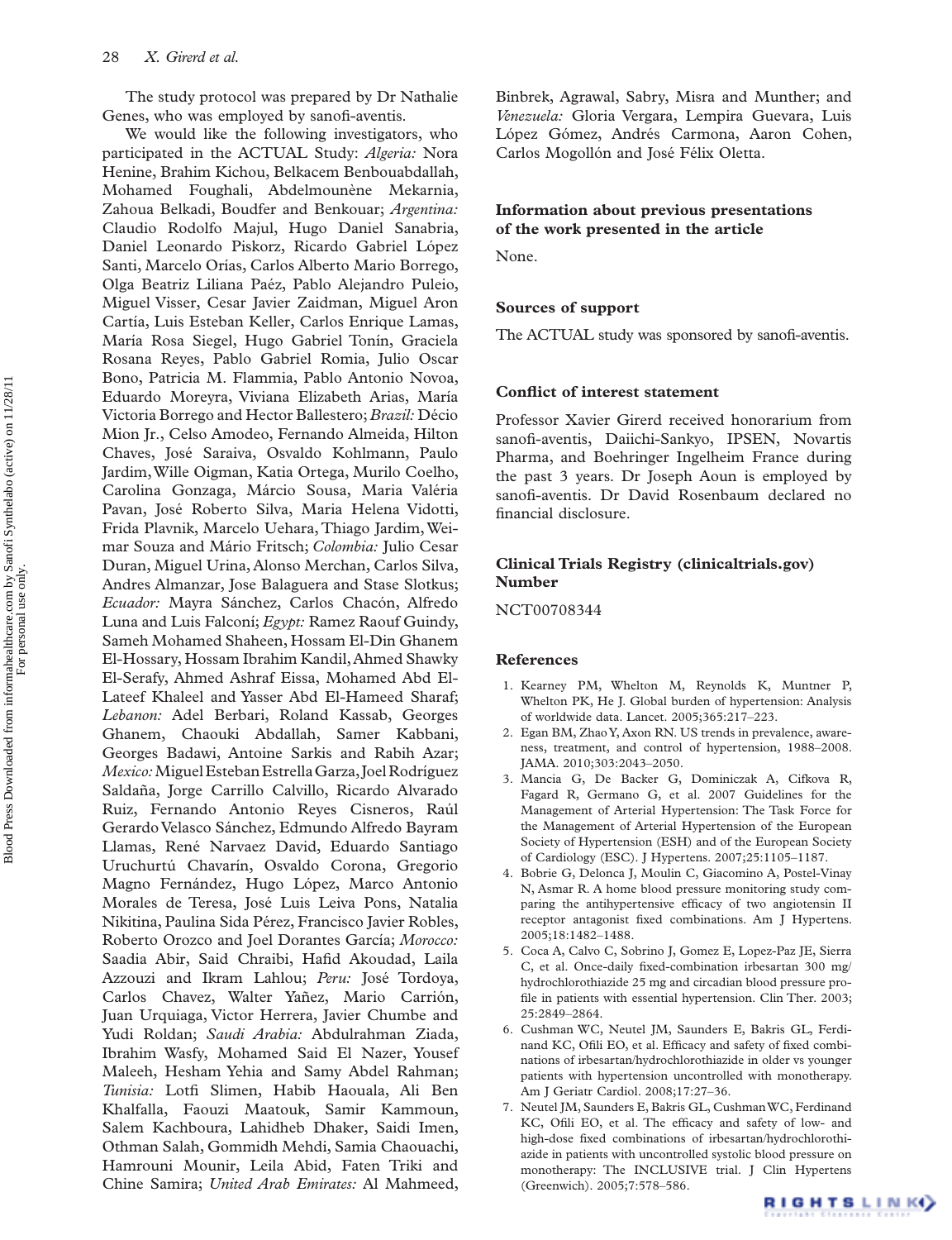The study protocol was prepared by Dr Nathalie Genes, who was employed by sanofi-aventis.

We would like the following investigators, who participated in the ACTUAL Study: *Algeria:* Nora Henine, Brahim Kichou, Belkacem Benbouabdallah, Mohamed Foughali, Abdelmounène Mekarnia, Zahoua Belkadi, Boudfer and Benkouar; *Argentina:* Claudio Rodolfo Majul, Hugo Daniel Sanabria, Daniel Leonardo Piskorz, Ricardo Gabriel López Santi, Marcelo Orías, Carlos Alberto Mario Borrego, Olga Beatriz Liliana Paéz, Pablo Alejandro Puleio, Miguel Visser, Cesar Javier Zaidman, Miguel Aron Cartía, Luis Esteban Keller, Carlos Enrique Lamas, María Rosa Siegel, Hugo Gabriel Tonín, Graciela Rosana Reyes, Pablo Gabriel Romia, Julio Oscar Bono, Patricia M. Flammia, Pablo Antonio Novoa, Eduardo Moreyra, Viviana Elizabeth Arias, María Victoria Borrego and Hector Ballestero; *Brazil:* Décio Mion Jr., Celso Amodeo, Fernando Almeida, Hilton Chaves, José Saraiva, Osvaldo Kohlmann, Paulo Jardim, Wille Oigman, Katia Ortega, Murilo Coelho, Carolina Gonzaga, Márcio Sousa, Maria Valéria Pavan, José Roberto Silva, Maria Helena Vidotti, Frida Plavnik, Marcelo Uehara, Thiago Jardim, Weimar Souza and Mário Fritsch; *Colombia:* Julio Cesar Duran, Miguel Urina, Alonso Merchan, Carlos Silva, Andres Almanzar, Jose Balaguera and Stase Slotkus; *Ecuador:* Mayra Sánchez, Carlos Chacón, Alfredo Luna and Luis Falconí; *Egypt:* Ramez Raouf Guindy, Sameh Mohamed Shaheen, Hossam El-Din Ghanem El-Hossary, Hossam Ibrahim Kandil, Ahmed Shawky El-Serafy, Ahmed Ashraf Eissa, Mohamed Abd El-Lateef Khaleel and Yasser Abd El-Hameed Sharaf; *Lebanon:* Adel Berbari, Roland Kassab, Georges Ghanem, Chaouki Abdallah, Samer Kabbani, Georges Badawi, Antoine Sarkis and Rabih Azar; *Mexico:* Miguel Esteban Estrella Garza, Joel Rodríguez Saldaña, Jorge Carrillo Calvillo, Ricardo Alvarado Ruiz, Fernando Antonio Reyes Cisneros, Raúl Gerardo Velasco Sánchez, Edmundo Alfredo Bayram Llamas, René Narvaez David, Eduardo Santiago Uruchurtú Chavarín, Osvaldo Corona, Gregorio Magno Fernández, Hugo López, Marco Antonio Morales de Teresa, José Luis Leiva Pons, Natalia Nikitina, Paulina Sida Pérez, Francisco Javier Robles, Roberto Orozco and Joel Dorantes García; *Morocco:* Saadia Abir, Said Chraibi, Hafid Akoudad, Laila Azzouzi and Ikram Lahlou; *Peru:* José Tordoya, Carlos Chavez, Walter Yañez, Mario Carrión, Juan Urquiaga, Victor Herrera, Javier Chumbe and Yudi Roldan; *Saudi Arabia:* Abdulrahman Ziada, Ibrahim Wasfy, Mohamed Said El Nazer, Yousef Maleeh, Hesham Yehia and Samy Abdel Rahman; *Tunisia:* Lotfi Slimen, Habib Haouala, Ali Ben Khalfalla, Faouzi Maatouk, Samir Kammoun, Salem Kachboura, Lahidheb Dhaker, Saidi Imen, Othman Salah, Gommidh Mehdi, Samia Chaouachi, Hamrouni Mounir, Leila Abid, Faten Triki and Chine Samira; *United Arab Emirates:* Al Mahmeed, Binbrek, Agrawal, Sabry, Misra and Munther; and *Venezuela:* Gloria Vergara, Lempira Guevara, Luis López Gómez, Andrés Carmona, Aaron Cohen, Carlos Mogollón and José Félix Oletta.

## Information about previous presentations of the work presented in the article

None.

## Sources of support

The ACTUAL study was sponsored by sanofi-aventis.

## Conflict of interest statement

Professor Xavier Girerd received honorarium from sanofi-aventis, Daiichi-Sankyo, IPSEN, Novartis Pharma, and Boehringer Ingelheim France during the past 3 years. Dr Joseph Aoun is employed by sanofi-aventis. Dr David Rosenbaum declared no financial disclosure.

## Clinical Trials Registry (clinicaltrials.gov) Number

NCT00708344

## References

1. Kearney PM, Whelton M, Reynolds K, Muntner P, Whelton PK, He J. Global burden of hypertension: Analysis of worldwide data. Lancet. 2005;365:217–223.
2. Egan BM, Zhao Y, Axon RN. US trends in prevalence, awareness, treatment, and control of hypertension, 1988–2008. JAMA. 2010;303:2043–2050.
3. Mancia G, De Backer G, Dominiczak A, Cifkova R, Fagard R, Germano G, et al. 2007 Guidelines for the Management of Arterial Hypertension: The Task Force for the Management of Arterial Hypertension of the European Society of Hypertension (ESH) and of the European Society of Cardiology (ESC). J Hypertens. 2007;25:1105–1187.
4. Bobrie G, Delonca J, Moulin C, Giacomino A, Postel-Vinay N, Asmar R. A home blood pressure monitoring study comparing the antihypertensive efficacy of two angiotensin II receptor antagonist fixed combinations. Am J Hypertens. 2005;18:1482–1488.
5. Coca A, Calvo C, Sobrino J, Gomez E, Lopez-Paz JE, Sierra C, et al. Once-daily fixed-combination irbesartan 300 mg/hydrochlorothiazide 25 mg and circadian blood pressure profile in patients with essential hypertension. Clin Ther. 2003;25:2849–2864.
6. Cushman WC, Neutel JM, Saunders E, Bakris GL, Ferdinand KC, Ofili EO, et al. Efficacy and safety of fixed combinations of irbesartan/hydrochlorothiazide in older vs younger patients with hypertension uncontrolled with monotherapy. Am J Geriatr Cardiol. 2008;17:27–36.
7. Neutel JM, Saunders E, Bakris GL, Cushman WC, Ferdinand KC, Ofili EO, et al. The efficacy and safety of low- and high-dose fixed combinations of irbesartan/hydrochlorothiazide in patients with uncontrolled systolic blood pressure on monotherapy: The INCLUSIVE trial. J Clin Hypertens (Greenwich). 2005;7:578–586.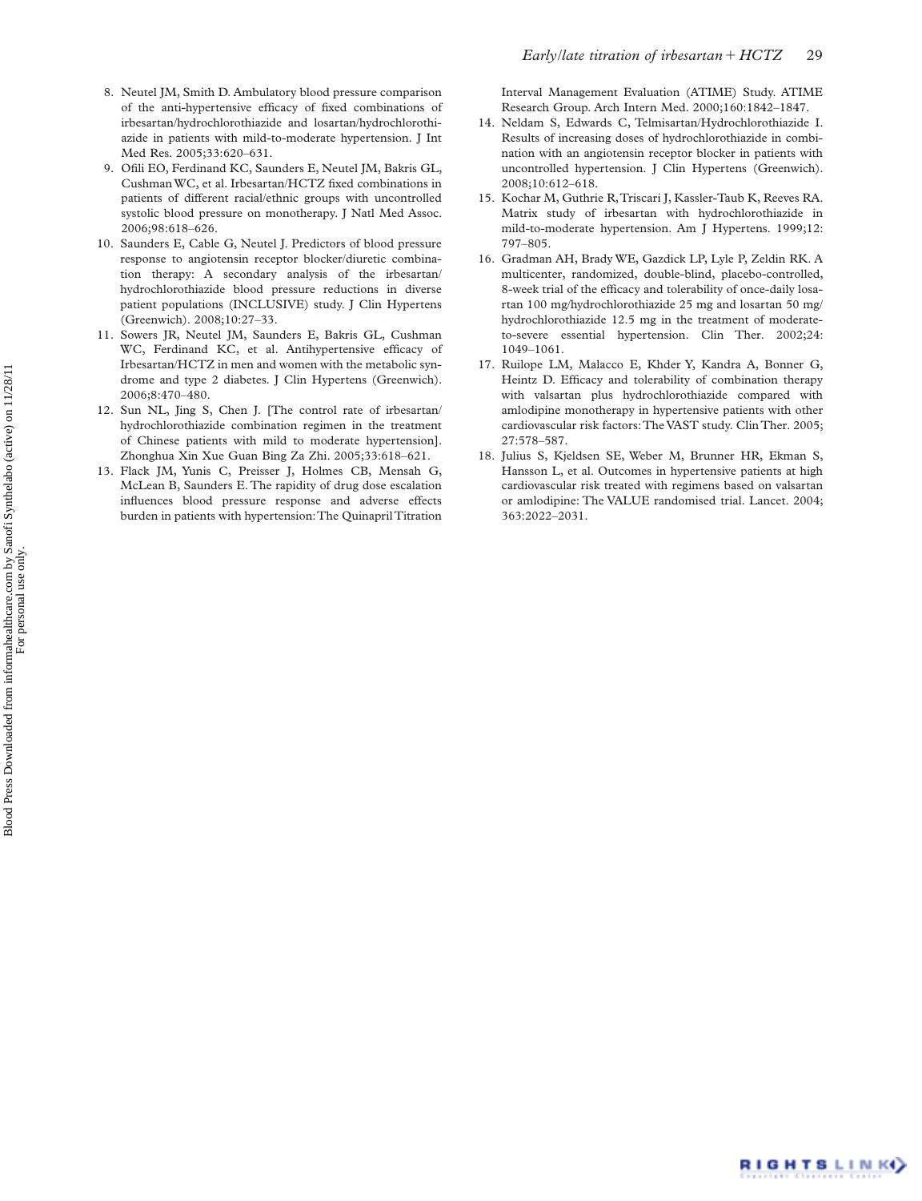8. Neutel JM, Smith D. Ambulatory blood pressure comparison of the anti-hypertensive efficacy of fixed combinations of irbesartan/hydrochlorothiazide and losartan/hydrochlorothiazide in patients with mild-to-moderate hypertension. J Int Med Res. 2005;33:620–631.
9. Ofili EO, Ferdinand KC, Saunders E, Neutel JM, Bakris GL, Cushman WC, et al. Irbesartan/HCTZ fixed combinations in patients of different racial/ethnic groups with uncontrolled systolic blood pressure on monotherapy. J Natl Med Assoc. 2006;98:618–626.
10. Saunders E, Cable G, Neutel J. Predictors of blood pressure response to angiotensin receptor blocker/diuretic combination therapy: A secondary analysis of the irbesartan/hydrochlorothiazide blood pressure reductions in diverse patient populations (INCLUSIVE) study. J Clin Hypertens (Greenwich). 2008;10:27–33.
11. Sowers JR, Neutel JM, Saunders E, Bakris GL, Cushman WC, Ferdinand KC, et al. Antihypertensive efficacy of Irbesartan/HCTZ in men and women with the metabolic syndrome and type 2 diabetes. J Clin Hypertens (Greenwich). 2006;8:470–480.
12. Sun NL, Jing S, Chen J. [The control rate of irbesartan/hydrochlorothiazide combination regimen in the treatment of Chinese patients with mild to moderate hypertension]. Zhonghua Xin Xue Guan Bing Za Zhi. 2005;33:618–621.
13. Flack JM, Yunis C, Preisser J, Holmes CB, Mensah G, McLean B, Saunders E. The rapidity of drug dose escalation influences blood pressure response and adverse effects burden in patients with hypertension: The Quinapril Titration Interval Management Evaluation (ATIME) Study. ATIME Research Group. Arch Intern Med. 2000;160:1842–1847.
14. Neldam S, Edwards C, Telmisartan/Hydrochlorothiazide I. Results of increasing doses of hydrochlorothiazide in combination with an angiotensin receptor blocker in patients with uncontrolled hypertension. J Clin Hypertens (Greenwich). 2008;10:612–618.
15. Kochar M, Guthrie R, Triscari J, Kassler-Taub K, Reeves RA. Matrix study of irbesartan with hydrochlorothiazide in mild-to-moderate hypertension. Am J Hypertens. 1999;12: 797–805.
16. Gradman AH, Brady WE, Gazdick LP, Lyle P, Zeldin RK. A multicenter, randomized, double-blind, placebo-controlled, 8-week trial of the efficacy and tolerability of once-daily losartan 100 mg/hydrochlorothiazide 25 mg and losartan 50 mg/hydrochlorothiazide 12.5 mg in the treatment of moderate-to-severe essential hypertension. Clin Ther. 2002;24: 1049–1061.
17. Ruilope LM, Malacco E, Khder Y, Kandra A, Bonner G, Heintz D. Efficacy and tolerability of combination therapy with valsartan plus hydrochlorothiazide compared with amlodipine monotherapy in hypertensive patients with other cardiovascular risk factors: The VAST study. Clin Ther. 2005; 27:578–587.
18. Julius S, Kjeldsen SE, Weber M, Brunner HR, Ekman S, Hansson L, et al. Outcomes in hypertensive patients at high cardiovascular risk treated with regimens based on valsartan or amlodipine: The VALUE randomised trial. Lancet. 2004; 363:2022–2031.